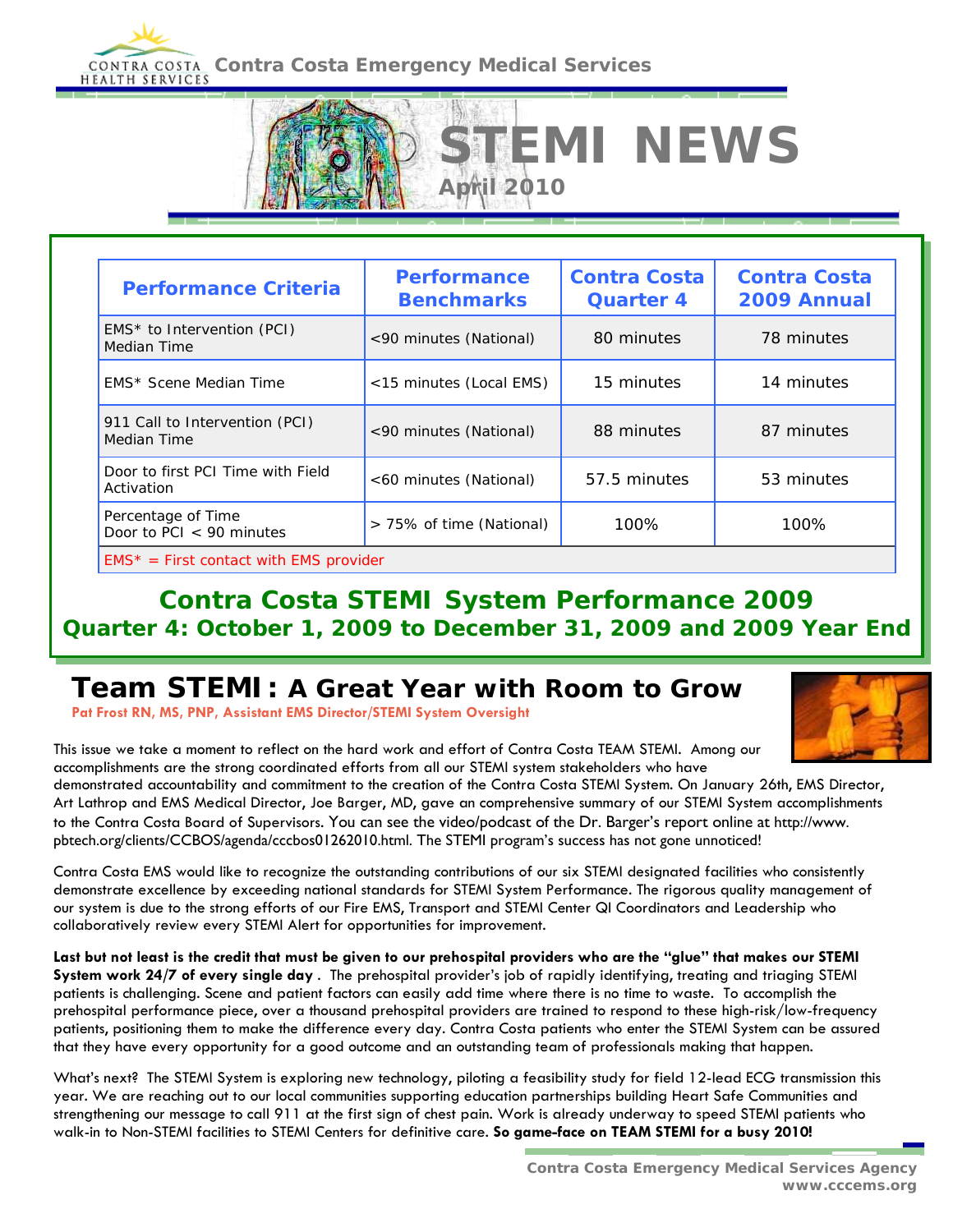Contra Costa Health Services — Contra Costa Emergency Medical Services

# STEMI NEWS

April 2010

| Performance Criteria | Performance Benchmarks | Contra Costa Quarter 4 | Contra Costa 2009 Annual |
|---|---|---|---|
| EMS* to Intervention (PCI) Median Time | <90 minutes (National) | 80 minutes | 78 minutes |
| EMS* Scene Median Time | <15 minutes (Local EMS) | 15 minutes | 14 minutes |
| 911 Call to Intervention (PCI) Median Time | <90 minutes (National) | 88 minutes | 87 minutes |
| Door to first PCI Time with Field Activation | <60 minutes (National) | 57.5 minutes | 53 minutes |
| Percentage of Time Door to PCI < 90 minutes | > 75% of time (National) | 100% | 100% |

EMS* = First contact with EMS provider

## Contra Costa STEMI System Performance 2009

**Quarter 4: October 1, 2009 to December 31, 2009 and 2009 Year End**

## Team STEMI: A Great Year with Room to Grow

Pat Frost RN, MS, PNP, Assistant EMS Director/STEMI System Oversight

This issue we take a moment to reflect on the hard work and effort of Contra Costa TEAM STEMI. Among our accomplishments are the strong coordinated efforts from all our STEMI system stakeholders who have demonstrated accountability and commitment to the creation of the Contra Costa STEMI System. On January 26th, EMS Director, Art Lathrop and EMS Medical Director, Joe Barger, MD, gave an comprehensive summary of our STEMI System accomplishments to the Contra Costa Board of Supervisors. You can see the video/podcast of the Dr. Barger's report online at http://www.pbtech.org/clients/CCBOS/agenda/cccbos01262010.html. The STEMI program's success has not gone unnoticed!

Contra Costa EMS would like to recognize the outstanding contributions of our six STEMI designated facilities who consistently demonstrate excellence by exceeding national standards for STEMI System Performance. The rigorous quality management of our system is due to the strong efforts of our Fire EMS, Transport and STEMI Center QI Coordinators and Leadership who collaboratively review every STEMI Alert for opportunities for improvement.

**Last but not least is the credit that must be given to our prehospital providers who are the "glue" that makes our STEMI System work 24/7 of every single day**. The prehospital provider's job of rapidly identifying, treating and triaging STEMI patients is challenging. Scene and patient factors can easily add time where there is no time to waste. To accomplish the prehospital performance piece, over a thousand prehospital providers are trained to respond to these high-risk/low-frequency patients, positioning them to make the difference every day. Contra Costa patients who enter the STEMI System can be assured that they have every opportunity for a good outcome and an outstanding team of professionals making that happen.

What's next? The STEMI System is exploring new technology, piloting a feasibility study for field 12-lead ECG transmission this year. We are reaching out to our local communities supporting education partnerships building Heart Safe Communities and strengthening our message to call 911 at the first sign of chest pain. Work is already underway to speed STEMI patients who walk-in to Non-STEMI facilities to STEMI Centers for definitive care. **So game-face on TEAM STEMI for a busy 2010!**

Contra Costa Emergency Medical Services Agency
www.cccems.org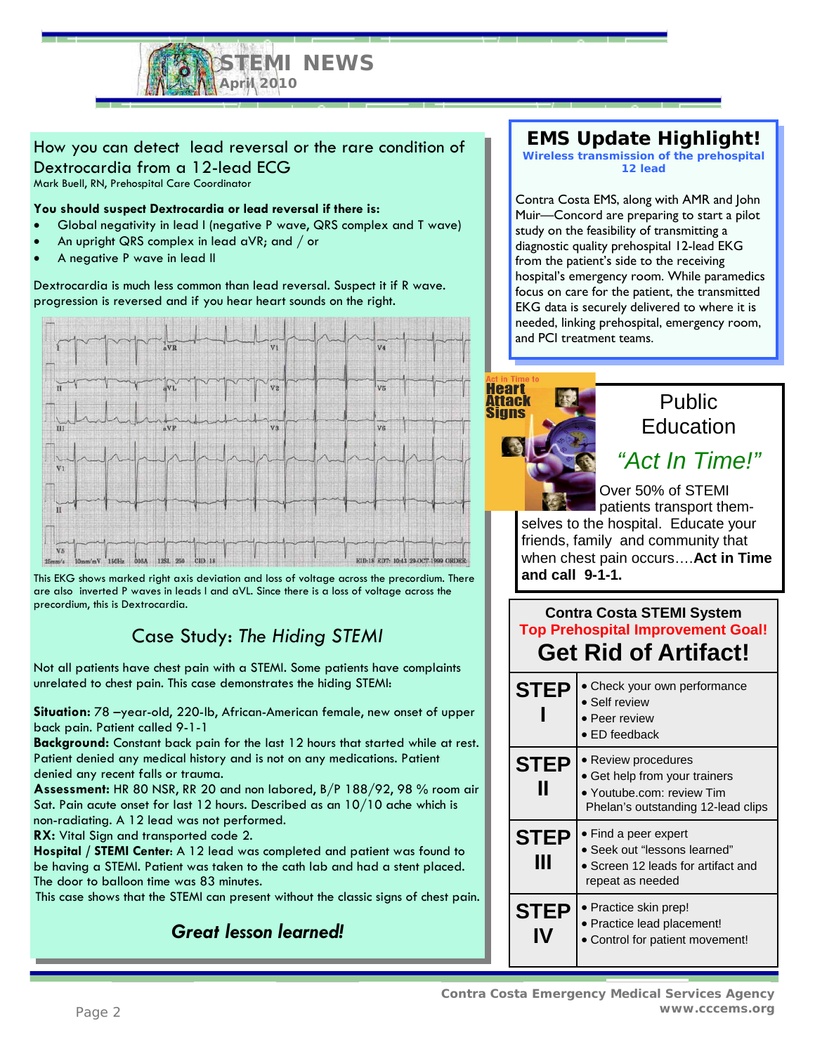# STEMI NEWS

April 2010

## How you can detect lead reversal or the rare condition of Dextrocardia from a 12-lead ECG

Mark Buell, RN, Prehospital Care Coordinator

**You should suspect Dextrocardia or lead reversal if there is:**

- Global negativity in lead I (negative P wave, QRS complex and T wave)
- An upright QRS complex in lead aVR; and / or
- A negative P wave in lead II

Dextrocardia is much less common than lead reversal. Suspect it if R wave. progression is reversed and if you hear heart sounds on the right.

I
aVR
V1
V4
II
aVL
V2
V5
III
aVF
V3
V6
V1
II
V5
25mm/s 10mm/mV 150Hz 005A 12SL 250 CID 18
EID:18 EDT: 10:43 29-OCT-1999 ORDER:

This EKG shows marked right axis deviation and loss of voltage across the precordium. There are also inverted P waves in leads I and aVL. Since there is a loss of voltage across the precordium, this is Dextrocardia.

## Case Study: *The Hiding STEMI*

Not all patients have chest pain with a STEMI. Some patients have complaints unrelated to chest pain. This case demonstrates the hiding STEMI:

**Situation:** 78 –year-old, 220-lb, African-American female, new onset of upper back pain. Patient called 9-1-1

**Background:** Constant back pain for the last 12 hours that started while at rest. Patient denied any medical history and is not on any medications. Patient denied any recent falls or trauma.

**Assessment:** HR 80 NSR, RR 20 and non labored, B/P 188/92, 98 % room air Sat. Pain acute onset for last 12 hours. Described as an 10/10 ache which is non-radiating. A 12 lead was not performed.

**RX:** Vital Sign and transported code 2.

**Hospital / STEMI Center:** A 12 lead was completed and patient was found to be having a STEMI. Patient was taken to the cath lab and had a stent placed. The door to balloon time was 83 minutes.

This case shows that the STEMI can present without the classic signs of chest pain.

***Great lesson learned!***

## EMS Update Highlight!

**Wireless transmission of the prehospital 12 lead**

Contra Costa EMS, along with AMR and John Muir—Concord are preparing to start a pilot study on the feasibility of transmitting a diagnostic quality prehospital 12-lead EKG from the patient's side to the receiving hospital's emergency room. While paramedics focus on care for the patient, the transmitted EKG data is securely delivered to where it is needed, linking prehospital, emergency room, and PCI treatment teams.

## Public Education

Act in Time to Heart Attack Signs

*"Act In Time!"*

Over 50% of STEMI patients transport themselves to the hospital. Educate your friends, family and community that when chest pain occurs….**Act in Time and call 9-1-1.**

## Contra Costa STEMI System

**Top Prehospital Improvement Goal!**

**Get Rid of Artifact!**

| | |
|---|---|
| **STEP I** | • Check your own performance<br>• Self review<br>• Peer review<br>• ED feedback |
| **STEP II** | • Review procedures<br>• Get help from your trainers<br>• Youtube.com: review Tim Phelan's outstanding 12-lead clips |
| **STEP III** | • Find a peer expert<br>• Seek out "lessons learned"<br>• Screen 12 leads for artifact and repeat as needed |
| **STEP IV** | • Practice skin prep!<br>• Practice lead placement!<br>• Control for patient movement! |

Contra Costa Emergency Medical Services Agency
www.cccems.org